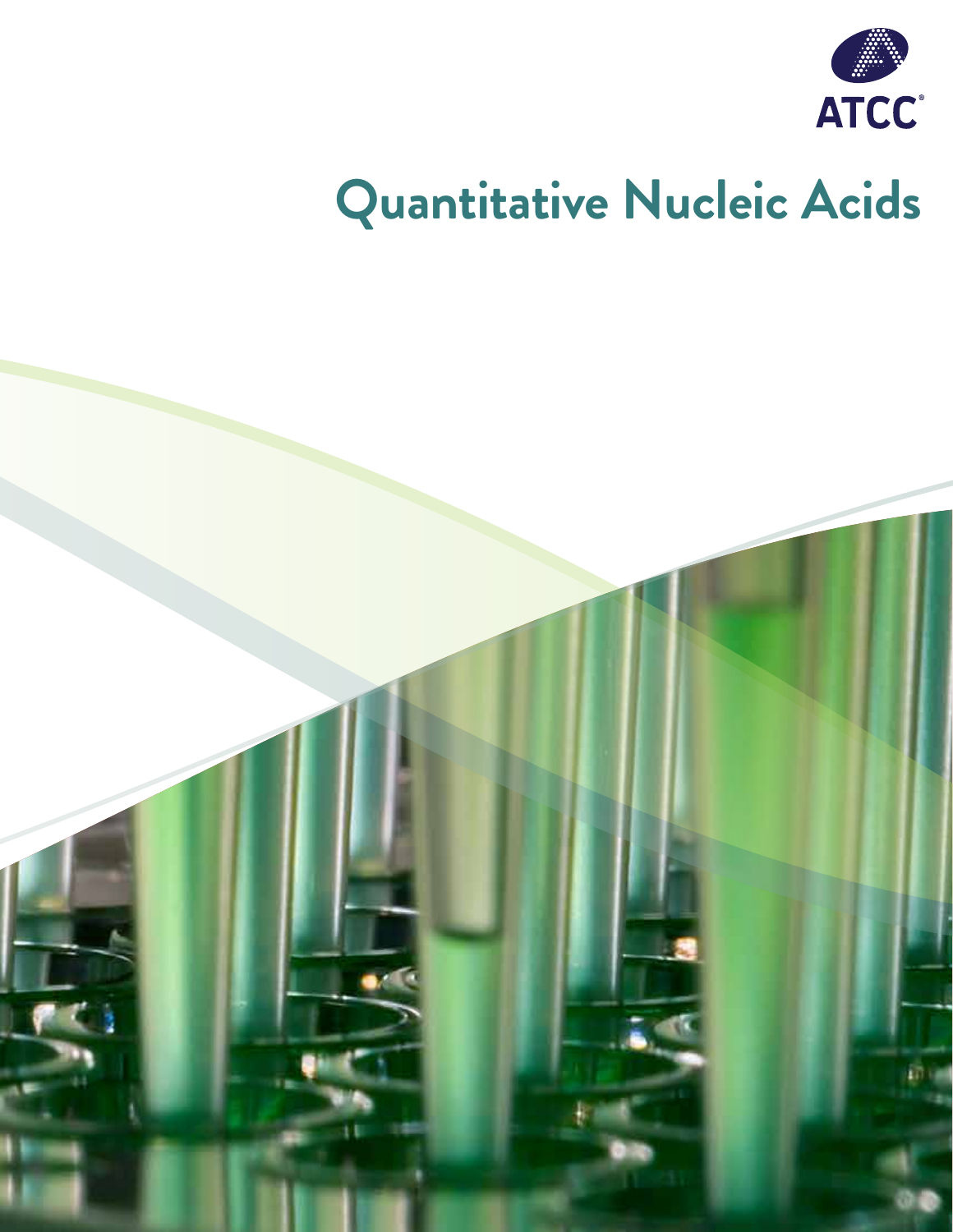ATCC®

# Quantitative Nucleic Acids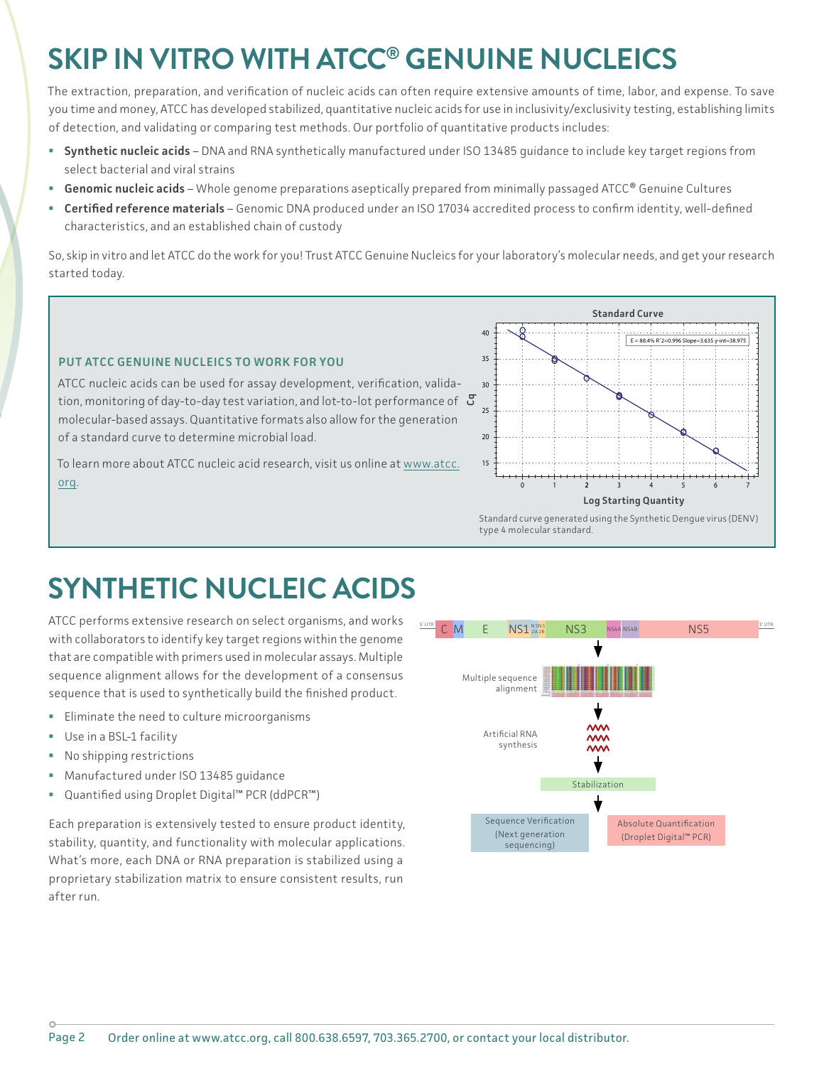# SKIP IN VITRO WITH ATCC® GENUINE NUCLEICS

The extraction, preparation, and verification of nucleic acids can often require extensive amounts of time, labor, and expense. To save you time and money, ATCC has developed stabilized, quantitative nucleic acids for use in inclusivity/exclusivity testing, establishing limits of detection, and validating or comparing test methods. Our portfolio of quantitative products includes:

- **Synthetic nucleic acids** – DNA and RNA synthetically manufactured under ISO 13485 guidance to include key target regions from select bacterial and viral strains
- **Genomic nucleic acids** – Whole genome preparations aseptically prepared from minimally passaged ATCC® Genuine Cultures
- **Certified reference materials** – Genomic DNA produced under an ISO 17034 accredited process to confirm identity, well-defined characteristics, and an established chain of custody

So, skip in vitro and let ATCC do the work for you! Trust ATCC Genuine Nucleics for your laboratory's molecular needs, and get your research started today.

### PUT ATCC GENUINE NUCLEICS TO WORK FOR YOU

ATCC nucleic acids can be used for assay development, verification, validation, monitoring of day-to-day test variation, and lot-to-lot performance of molecular-based assays. Quantitative formats also allow for the generation of a standard curve to determine microbial load.

To learn more about ATCC nucleic acid research, visit us online at www.atcc.org.

Standard Curve

E = 88.4% $R^2$=0.996 Slope=3.635 y-int=38.975

Standard curve generated using the Synthetic Dengue virus (DENV) type 4 molecular standard.

# SYNTHETIC NUCLEIC ACIDS

ATCC performs extensive research on select organisms, and works with collaborators to identify key target regions within the genome that are compatible with primers used in molecular assays. Multiple sequence alignment allows for the development of a consensus sequence that is used to synthetically build the finished product.

- Eliminate the need to culture microorganisms
- Use in a BSL-1 facility
- No shipping restrictions
- Manufactured under ISO 13485 guidance
- Quantified using Droplet Digital™ PCR (ddPCR™)

Each preparation is extensively tested to ensure product identity, stability, quantity, and functionality with molecular applications. What's more, each DNA or RNA preparation is stabilized using a proprietary stabilization matrix to ensure consistent results, run after run.

5' UTR | C | M | E | NS1 | NS2A | NS2B | NS3 | NS4A | NS4B | NS5 | 3' UTR

Multiple sequence alignment → Artificial RNA synthesis → Stabilization → Sequence Verification (Next generation sequencing) / Absolute Quantification (Droplet Digital™ PCR)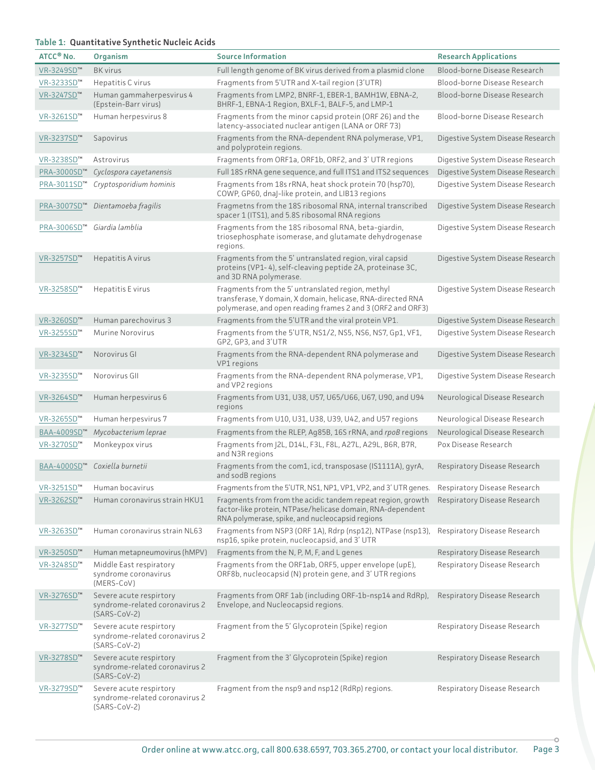**Table 1: Quantitative Synthetic Nucleic Acids**

| ATCC® No. | Organism | Source Information | Research Applications |
|---|---|---|---|
| VR-3249SD™ | BK virus | Full length genome of BK virus derived from a plasmid clone | Blood-borne Disease Research |
| VR-3233SD™ | Hepatitis C virus | Fragments from 5'UTR and X-tail region (3'UTR) | Blood-borne Disease Research |
| VR-3247SD™ | Human gammaherpesvirus 4 (Epstein-Barr virus) | Fragments from LMP2, BNRF-1, EBER-1, BAMH1W, EBNA-2, BHRF-1, EBNA-1 Region, BXLF-1, BALF-5, and LMP-1 | Blood-borne Disease Research |
| VR-3261SD™ | Human herpesvirus 8 | Fragments from the minor capsid protein (ORF 26) and the latency-associated nuclear antigen (LANA or ORF 73) | Blood-borne Disease Research |
| VR-3237SD™ | Sapovirus | Fragments from the RNA-dependent RNA polymerase, VP1, and polyprotein regions. | Digestive System Disease Research |
| VR-3238SD™ | Astrovirus | Fragments from ORF1a, ORF1b, ORF2, and 3' UTR regions | Digestive System Disease Research |
| PRA-3000SD™ | *Cyclospora cayetanensis* | Full 18S rRNA gene sequence, and full ITS1 and ITS2 sequences | Digestive System Disease Research |
| PRA-3011SD™ | *Cryptosporidium hominis* | Fragments from 18s rRNA, heat shock protein 70 (hsp70), COWP, GP60, dnaJ-like protein, and LIB13 regions | Digestive System Disease Research |
| PRA-3007SD™ | *Dientamoeba fragilis* | Fragmetns from the 18S ribosomal RNA, internal transcribed spacer 1 (ITS1), and 5.8S ribosomal RNA regions | Digestive System Disease Research |
| PRA-3006SD™ | *Giardia lamblia* | Fragments from the 18S ribosomal RNA, beta-giardin, triosephosphate isomerase, and glutamate dehydrogenase regions. | Digestive System Disease Research |
| VR-3257SD™ | Hepatitis A virus | Fragments from the 5' untranslated region, viral capsid proteins (VP1- 4), self-cleaving peptide 2A, proteinase 3C, and 3D RNA polymerase. | Digestive System Disease Research |
| VR-3258SD™ | Hepatitis E virus | Fragments from the 5' untranslated region, methyl transferase, Y domain, X domain, helicase, RNA-directed RNA polymerase, and open reading frames 2 and 3 (ORF2 and ORF3) | Digestive System Disease Research |
| VR-3260SD™ | Human parechovirus 3 | Fragments from the 5'UTR and the viral protein VP1. | Digestive System Disease Research |
| VR-3255SD™ | Murine Norovirus | Fragments from the 5'UTR, NS1/2, NS5, NS6, NS7, Gp1, VF1, GP2, GP3, and 3'UTR | Digestive System Disease Research |
| VR-3234SD™ | Norovirus GI | Fragments from the RNA-dependent RNA polymerase and VP1 regions | Digestive System Disease Research |
| VR-3235SD™ | Norovirus GII | Fragments from the RNA-dependent RNA polymerase, VP1, and VP2 regions | Digestive System Disease Research |
| VR-3264SD™ | Human herpesvirus 6 | Fragments from U31, U38, U57, U65/U66, U67, U90, and U94 regions | Neurological Disease Research |
| VR-3265SD™ | Human herpesvirus 7 | Fragments from U10, U31, U38, U39, U42, and U57 regions | Neurological Disease Research |
| BAA-4009SD™ | *Mycobacterium leprae* | Fragments from the RLEP, Ag85B, 16S rRNA, and *rpoB* regions | Neurological Disease Research |
| VR-3270SD™ | Monkeypox virus | Fragments from J2L, D14L, F3L, F8L, A27L, A29L, B6R, B7R, and N3R regions | Pox Disease Research |
| BAA-4000SD™ | *Coxiella burnetii* | Fragments from the com1, icd, transposase (IS1111A), gyrA, and sodB regions | Respiratory Disease Research |
| VR-3251SD™ | Human bocavirus | Fragments from the 5'UTR, NS1, NP1, VP1, VP2, and 3' UTR genes. | Respiratory Disease Research |
| VR-3262SD™ | Human coronavirus strain HKU1 | Fragments from from the acidic tandem repeat region, growth factor-like protein, NTPase/helicase domain, RNA-dependent RNA polymerase, spike, and nucleocapsid regions | Respiratory Disease Research |
| VR-3263SD™ | Human coronavirus strain NL63 | Fragments from NSP3 (ORF 1A), Rdrp (nsp12), NTPase (nsp13), nsp16, spike protein, nucleocapsid, and 3' UTR | Respiratory Disease Research |
| VR-3250SD™ | Human metapneumovirus (hMPV) | Fragments from the N, P, M, F, and L genes | Respiratory Disease Research |
| VR-3248SD™ | Middle East respiratory syndrome coronavirus (MERS-CoV) | Fragments from the ORF1ab, ORF5, upper envelope (upE), ORF8b, nucleocapsid (N) protein gene, and 3' UTR regions | Respiratory Disease Research |
| VR-3276SD™ | Severe acute respitory syndrome-related coronavirus 2 (SARS-CoV-2) | Fragments from ORF 1ab (including ORF-1b-nsp14 and RdRp), Envelope, and Nucleocapsid regions. | Respiratory Disease Research |
| VR-3277SD™ | Severe acute respitory syndrome-related coronavirus 2 (SARS-CoV-2) | Fragment from the 5' Glycoprotein (Spike) region | Respiratory Disease Research |
| VR-3278SD™ | Severe acute respitory syndrome-related coronavirus 2 (SARS-CoV-2) | Fragment from the 3' Glycoprotein (Spike) region | Respiratory Disease Research |
| VR-3279SD™ | Severe acute respitory syndrome-related coronavirus 2 (SARS-CoV-2) | Fragment from the nsp9 and nsp12 (RdRp) regions. | Respiratory Disease Research |

Order online at www.atcc.org, call 800.638.6597, 703.365.2700, or contact your local distributor.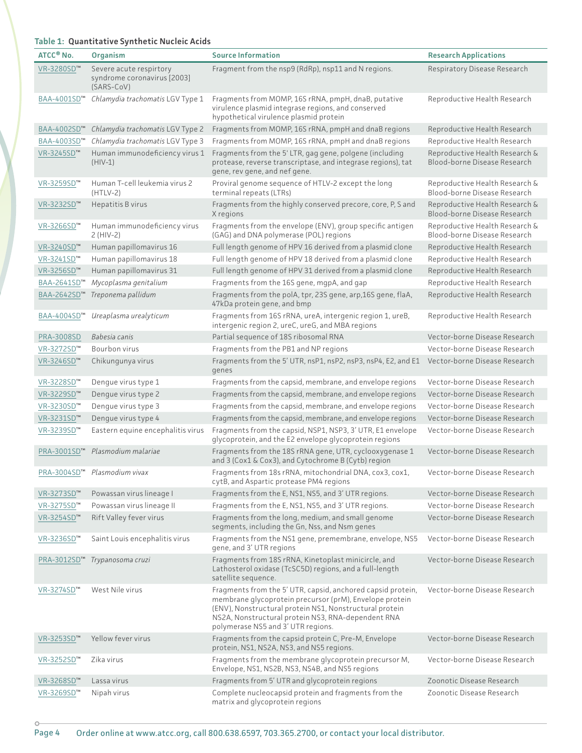**Table 1: Quantitative Synthetic Nucleic Acids**

| ATCC® No. | Organism | Source Information | Research Applications |
| --- | --- | --- | --- |
| VR-3280SD™ | Severe acute respirtory syndrome coronavirus [2003] (SARS-CoV) | Fragment from the nsp9 (RdRp), nsp11 and N regions. | Respiratory Disease Research |
| BAA-4001SD™ | *Chlamydia trachomatis* LGV Type 1 | Fragments from MOMP, 16S rRNA, pmpH, dnaB, putative virulence plasmid integrase regions, and conserved hypothetical virulence plasmid protein | Reproductive Health Research |
| BAA-4002SD™ | *Chlamydia trachomatis* LGV Type 2 | Fragments from MOMP, 16S rRNA, pmpH and dnaB regions | Reproductive Health Research |
| BAA-4003SD™ | *Chlamydia trachomatis* LGV Type 3 | Fragments from MOMP, 16S rRNA, pmpH and dnaB regions | Reproductive Health Research |
| VR-3245SD™ | Human immunodeficiency virus 1 (HIV-1) | Fragments from the 5' LTR, gag gene, polgene (including protease, reverse transcriptase, and integrase regions), tat gene, rev gene, and nef gene. | Reproductive Health Research & Blood-borne Disease Research |
| VR-3259SD™ | Human T-cell leukemia virus 2 (HTLV-2) | Proviral genome sequence of HTLV-2 except the long terminal repeats (LTRs) | Reproductive Health Research & Blood-borne Disease Research |
| VR-3232SD™ | Hepatitis B virus | Fragments from the highly conserved precore, core, P, S and X regions | Reproductive Health Research & Blood-borne Disease Research |
| VR-3266SD™ | Human immunodeficiency virus 2 (HIV-2) | Fragments from the envelope (ENV), group specific antigen (GAG) and DNA polymerase (POL) regions | Reproductive Health Research & Blood-borne Disease Research |
| VR-3240SD™ | Human papillomavirus 16 | Full length genome of HPV 16 derived from a plasmid clone | Reproductive Health Research |
| VR-3241SD™ | Human papillomavirus 18 | Full length genome of HPV 18 derived from a plasmid clone | Reproductive Health Research |
| VR-3256SD™ | Human papillomavirus 31 | Full length genome of HPV 31 derived from a plasmid clone | Reproductive Health Research |
| BAA-2641SD™ | *Mycoplasma genitalium* | Fragments from the 16S gene, mgpA, and gap | Reproductive Health Research |
| BAA-2642SD™ | *Treponema pallidum* | Fragments from the polA, tpr, 23S gene, arp,16S gene, flaA, 47kDa protein gene, and bmp | Reproductive Health Research |
| BAA-4004SD™ | *Ureaplasma urealyticum* | Fragments from 16S rRNA, ureA, intergenic region 1, ureB, intergenic region 2, ureC, ureG, and MBA regions | Reproductive Health Research |
| PRA-3008SD | *Babesia canis* | Partial sequence of 18S ribosomal RNA | Vector-borne Disease Research |
| VR-3272SD™ | Bourbon virus | Fragments from the PB1 and NP regions | Vector-borne Disease Research |
| VR-3246SD™ | Chikungunya virus | Fragments from the 5' UTR, nsP1, nsP2, nsP3, nsP4, E2, and E1 genes | Vector-borne Disease Research |
| VR-3228SD™ | Dengue virus type 1 | Fragments from the capsid, membrane, and envelope regions | Vector-borne Disease Research |
| VR-3229SD™ | Dengue virus type 2 | Fragments from the capsid, membrane, and envelope regions | Vector-borne Disease Research |
| VR-3230SD™ | Dengue virus type 3 | Fragments from the capsid, membrane, and envelope regions | Vector-borne Disease Research |
| VR-3231SD™ | Dengue virus type 4 | Fragments from the capsid, membrane, and envelope regions | Vector-borne Disease Research |
| VR-3239SD™ | Eastern equine encephalitis virus | Fragments from the capsid, NSP1, NSP3, 3' UTR, E1 envelope glycoprotein, and the E2 envelope glycoprotein regions | Vector-borne Disease Research |
| PRA-3001SD™ | *Plasmodium malariae* | Fragments from the 18S rRNA gene, UTR, cyclooxygenase 1 and 3 (Cox1 & Cox3), and Cytochrome B (Cytb) region | Vector-borne Disease Research |
| PRA-3004SD™ | *Plasmodium vivax* | Fragments from 18s rRNA, mitochondrial DNA, cox3, cox1, cytB, and Aspartic protease PM4 regions | Vector-borne Disease Research |
| VR-3273SD™ | Powassan virus lineage I | Fragments from the E, NS1, NS5, and 3' UTR regions. | Vector-borne Disease Research |
| VR-3275SD™ | Powassan virus lineage II | Fragments from the E, NS1, NS5, and 3' UTR regions. | Vector-borne Disease Research |
| VR-3254SD™ | Rift Valley fever virus | Fragments from the long, medium, and small genome segments, including the Gn, Nss, and Nsm genes | Vector-borne Disease Research |
| VR-3236SD™ | Saint Louis encephalitis virus | Fragments from the NS1 gene, premembrane, envelope, NS5 gene, and 3' UTR regions | Vector-borne Disease Research |
| PRA-3012SD™ | *Trypanosoma cruzi* | Fragments from 18S rRNA, Kinetoplast minicircle, and Lathosterol oxidase (TcSC5D) regions, and a full-length satellite sequence. | Vector-borne Disease Research |
| VR-3274SD™ | West Nile virus | Fragments from the 5' UTR, capsid, anchored capsid protein, membrane glycoprotein precursor (prM), Envelope protein (ENV), Nonstructural protein NS1, Nonstructural protein NS2A, Nonstructural protein NS3, RNA-dependent RNA polymerase NS5 and 3' UTR regions. | Vector-borne Disease Research |
| VR-3253SD™ | Yellow fever virus | Fragments from the capsid protein C, Pre-M, Envelope protein, NS1, NS2A, NS3, and NS5 regions. | Vector-borne Disease Research |
| VR-3252SD™ | Zika virus | Fragments from the membrane glycoprotein precursor M, Envelope, NS1, NS2B, NS3, NS4B, and NS5 regions | Vector-borne Disease Research |
| VR-3268SD™ | Lassa virus | Fragments from 5' UTR and glycoprotein regions | Zoonotic Disease Research |
| VR-3269SD™ | Nipah virus | Complete nucleocapsid protein and fragments from the matrix and glycoprotein regions | Zoonotic Disease Research |

Order online at www.atcc.org, call 800.638.6597, 703.365.2700, or contact your local distributor.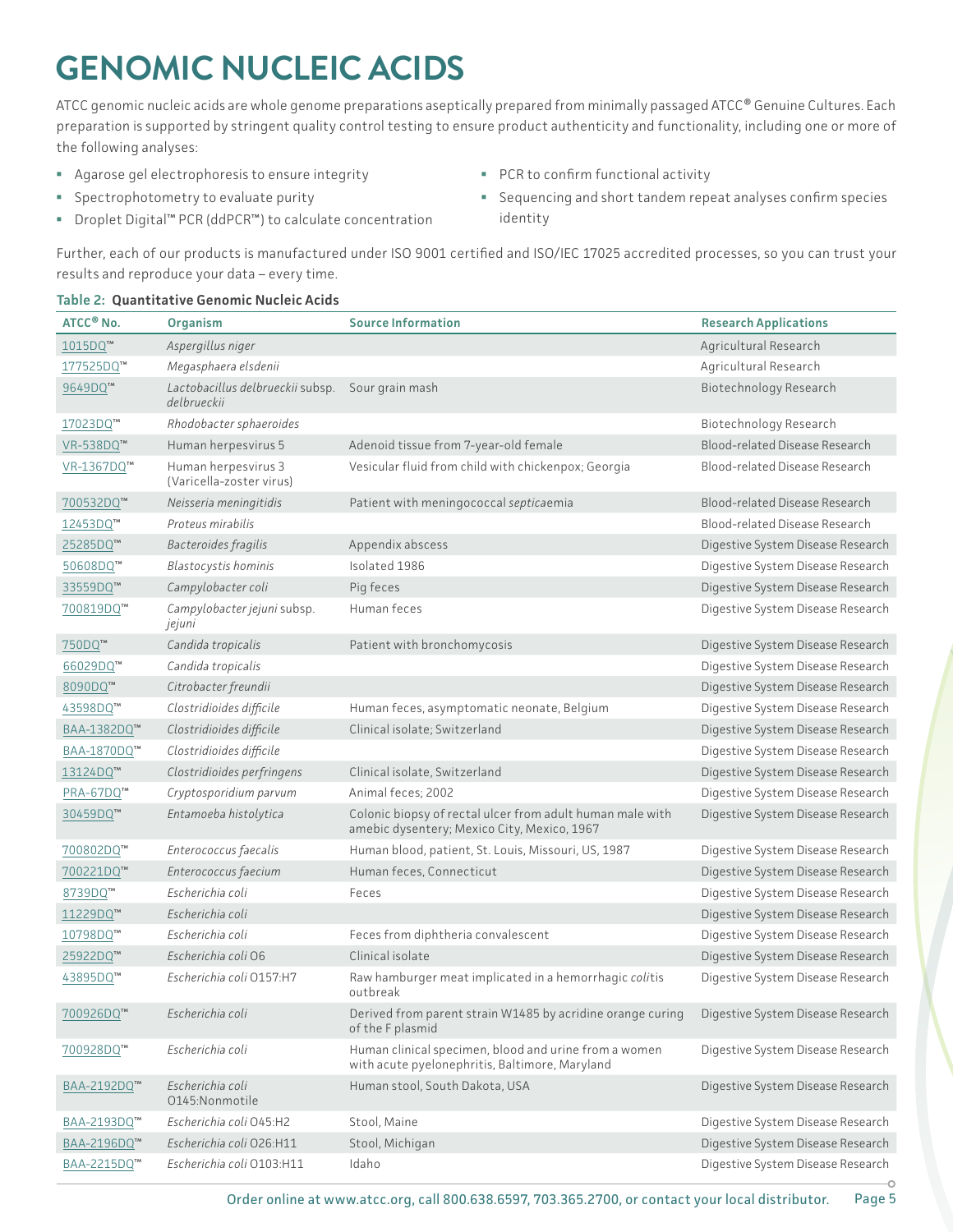# GENOMIC NUCLEIC ACIDS

ATCC genomic nucleic acids are whole genome preparations aseptically prepared from minimally passaged ATCC® Genuine Cultures. Each preparation is supported by stringent quality control testing to ensure product authenticity and functionality, including one or more of the following analyses:

- Agarose gel electrophoresis to ensure integrity
- Spectrophotometry to evaluate purity
- Droplet Digital™ PCR (ddPCR™) to calculate concentration
- PCR to confirm functional activity
- Sequencing and short tandem repeat analyses confirm species identity

Further, each of our products is manufactured under ISO 9001 certified and ISO/IEC 17025 accredited processes, so you can trust your results and reproduce your data – every time.

**Table 2: Quantitative Genomic Nucleic Acids**

| ATCC® No. | Organism | Source Information | Research Applications |
|---|---|---|---|
| 1015DQ™ | *Aspergillus niger* | | Agricultural Research |
| 177525DQ™ | *Megasphaera elsdenii* | | Agricultural Research |
| 9649DQ™ | *Lactobacillus delbrueckii* subsp. *delbrueckii* | Sour grain mash | Biotechnology Research |
| 17023DQ™ | *Rhodobacter sphaeroides* | | Biotechnology Research |
| VR-538DQ™ | Human herpesvirus 5 | Adenoid tissue from 7-year-old female | Blood-related Disease Research |
| VR-1367DQ™ | Human herpesvirus 3 (Varicella-zoster virus) | Vesicular fluid from child with chickenpox; Georgia | Blood-related Disease Research |
| 700532DQ™ | *Neisseria meningitidis* | Patient with meningococcal *septicaemia* | Blood-related Disease Research |
| 12453DQ™ | *Proteus mirabilis* | | Blood-related Disease Research |
| 25285DQ™ | *Bacteroides fragilis* | Appendix abscess | Digestive System Disease Research |
| 50608DQ™ | *Blastocystis hominis* | Isolated 1986 | Digestive System Disease Research |
| 33559DQ™ | *Campylobacter coli* | Pig feces | Digestive System Disease Research |
| 700819DQ™ | *Campylobacter jejuni* subsp. *jejuni* | Human feces | Digestive System Disease Research |
| 750DQ™ | *Candida tropicalis* | Patient with bronchomycosis | Digestive System Disease Research |
| 66029DQ™ | *Candida tropicalis* | | Digestive System Disease Research |
| 8090DQ™ | *Citrobacter freundii* | | Digestive System Disease Research |
| 43598DQ™ | *Clostridioides difficile* | Human feces, asymptomatic neonate, Belgium | Digestive System Disease Research |
| BAA-1382DQ™ | *Clostridioides difficile* | Clinical isolate; Switzerland | Digestive System Disease Research |
| BAA-1870DQ™ | *Clostridioides difficile* | | Digestive System Disease Research |
| 13124DQ™ | *Clostridioides perfringens* | Clinical isolate, Switzerland | Digestive System Disease Research |
| PRA-67DQ™ | *Cryptosporidium parvum* | Animal feces; 2002 | Digestive System Disease Research |
| 30459DQ™ | *Entamoeba histolytica* | Colonic biopsy of rectal ulcer from adult human male with amebic dysentery; Mexico City, Mexico, 1967 | Digestive System Disease Research |
| 700802DQ™ | *Enterococcus faecalis* | Human blood, patient, St. Louis, Missouri, US, 1987 | Digestive System Disease Research |
| 700221DQ™ | *Enterococcus faecium* | Human feces, Connecticut | Digestive System Disease Research |
| 8739DQ™ | *Escherichia coli* | Feces | Digestive System Disease Research |
| 11229DQ™ | *Escherichia coli* | | Digestive System Disease Research |
| 10798DQ™ | *Escherichia coli* | Feces from diphtheria convalescent | Digestive System Disease Research |
| 25922DQ™ | *Escherichia coli* O6 | Clinical isolate | Digestive System Disease Research |
| 43895DQ™ | *Escherichia coli* O157:H7 | Raw hamburger meat implicated in a hemorrhagic *coli*tis outbreak | Digestive System Disease Research |
| 700926DQ™ | *Escherichia coli* | Derived from parent strain W1485 by acridine orange curing of the F plasmid | Digestive System Disease Research |
| 700928DQ™ | *Escherichia coli* | Human clinical specimen, blood and urine from a women with acute pyelonephritis, Baltimore, Maryland | Digestive System Disease Research |
| BAA-2192DQ™ | *Escherichia coli* O145:Nonmotile | Human stool, South Dakota, USA | Digestive System Disease Research |
| BAA-2193DQ™ | *Escherichia coli* O45:H2 | Stool, Maine | Digestive System Disease Research |
| BAA-2196DQ™ | *Escherichia coli* O26:H11 | Stool, Michigan | Digestive System Disease Research |
| BAA-2215DQ™ | *Escherichia coli* O103:H11 | Idaho | Digestive System Disease Research |

Order online at www.atcc.org, call 800.638.6597, 703.365.2700, or contact your local distributor.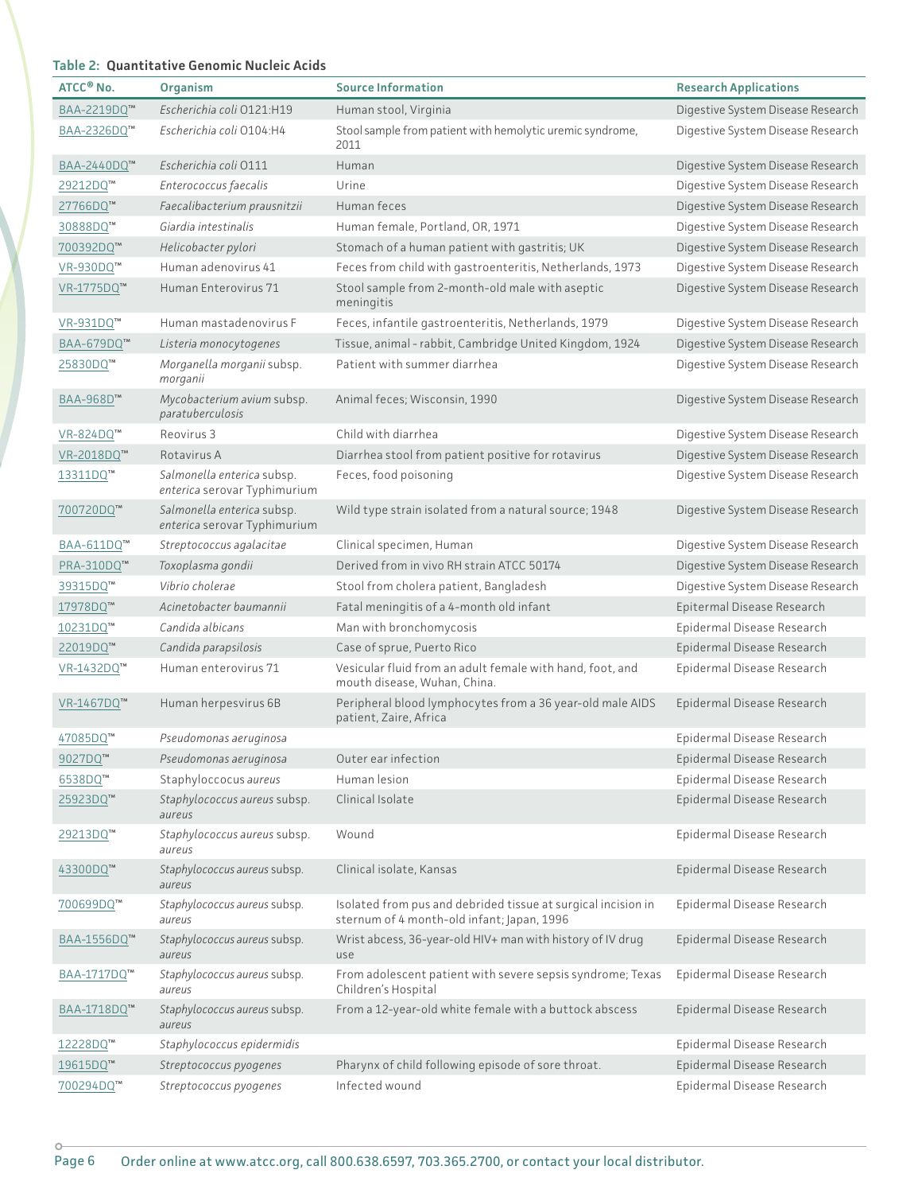**Table 2: Quantitative Genomic Nucleic Acids**

| ATCC® No. | Organism | Source Information | Research Applications |
|---|---|---|---|
| BAA-2219DQ™ | *Escherichia coli* O121:H19 | Human stool, Virginia | Digestive System Disease Research |
| BAA-2326DQ™ | *Escherichia coli* O104:H4 | Stool sample from patient with hemolytic uremic syndrome, 2011 | Digestive System Disease Research |
| BAA-2440DQ™ | *Escherichia coli* O111 | Human | Digestive System Disease Research |
| 29212DQ™ | *Enterococcus faecalis* | Urine | Digestive System Disease Research |
| 27766DQ™ | *Faecalibacterium prausnitzii* | Human feces | Digestive System Disease Research |
| 30888DQ™ | *Giardia intestinalis* | Human female, Portland, OR, 1971 | Digestive System Disease Research |
| 700392DQ™ | *Helicobacter pylori* | Stomach of a human patient with gastritis; UK | Digestive System Disease Research |
| VR-930DQ™ | Human adenovirus 41 | Feces from child with gastroenteritis, Netherlands, 1973 | Digestive System Disease Research |
| VR-1775DQ™ | Human Enterovirus 71 | Stool sample from 2-month-old male with aseptic meningitis | Digestive System Disease Research |
| VR-931DQ™ | Human mastadenovirus F | Feces, infantile gastroenteritis, Netherlands, 1979 | Digestive System Disease Research |
| BAA-679DQ™ | *Listeria monocytogenes* | Tissue, animal - rabbit, Cambridge United Kingdom, 1924 | Digestive System Disease Research |
| 25830DQ™ | *Morganella morganii* subsp. *morganii* | Patient with summer diarrhea | Digestive System Disease Research |
| BAA-968D™ | *Mycobacterium avium* subsp. *paratuberculosis* | Animal feces; Wisconsin, 1990 | Digestive System Disease Research |
| VR-824DQ™ | Reovirus 3 | Child with diarrhea | Digestive System Disease Research |
| VR-2018DQ™ | Rotavirus A | Diarrhea stool from patient positive for rotavirus | Digestive System Disease Research |
| 13311DQ™ | *Salmonella enterica* subsp. *enterica* serovar Typhimurium | Feces, food poisoning | Digestive System Disease Research |
| 700720DQ™ | *Salmonella enterica* subsp. *enterica* serovar Typhimurium | Wild type strain isolated from a natural source; 1948 | Digestive System Disease Research |
| BAA-611DQ™ | *Streptococcus agalacitae* | Clinical specimen, Human | Digestive System Disease Research |
| PRA-310DQ™ | *Toxoplasma gondii* | Derived from in vivo RH strain ATCC 50174 | Digestive System Disease Research |
| 39315DQ™ | *Vibrio cholerae* | Stool from cholera patient, Bangladesh | Digestive System Disease Research |
| 17978DQ™ | *Acinetobacter baumannii* | Fatal meningitis of a 4-month old infant | Epitermal Disease Research |
| 10231DQ™ | *Candida albicans* | Man with bronchomycosis | Epidermal Disease Research |
| 22019DQ™ | *Candida parapsilosis* | Case of sprue, Puerto Rico | Epidermal Disease Research |
| VR-1432DQ™ | Human enterovirus 71 | Vesicular fluid from an adult female with hand, foot, and mouth disease, Wuhan, China. | Epidermal Disease Research |
| VR-1467DQ™ | Human herpesvirus 6B | Peripheral blood lymphocytes from a 36 year-old male AIDS patient, Zaire, Africa | Epidermal Disease Research |
| 47085DQ™ | *Pseudomonas aeruginosa* | | Epidermal Disease Research |
| 9027DQ™ | *Pseudomonas aeruginosa* | Outer ear infection | Epidermal Disease Research |
| 6538DQ™ | Staphyloccocus *aureus* | Human lesion | Epidermal Disease Research |
| 25923DQ™ | *Staphylococcus aureus* subsp. *aureus* | Clinical Isolate | Epidermal Disease Research |
| 29213DQ™ | *Staphylococcus aureus* subsp. *aureus* | Wound | Epidermal Disease Research |
| 43300DQ™ | *Staphylococcus aureus* subsp. *aureus* | Clinical isolate, Kansas | Epidermal Disease Research |
| 700699DQ™ | *Staphylococcus aureus* subsp. *aureus* | Isolated from pus and debrided tissue at surgical incision in sternum of 4 month-old infant; Japan, 1996 | Epidermal Disease Research |
| BAA-1556DQ™ | *Staphylococcus aureus* subsp. *aureus* | Wrist abcess, 36-year-old HIV+ man with history of IV drug use | Epidermal Disease Research |
| BAA-1717DQ™ | *Staphylococcus aureus* subsp. *aureus* | From adolescent patient with severe sepsis syndrome; Texas Children's Hospital | Epidermal Disease Research |
| BAA-1718DQ™ | *Staphylococcus aureus* subsp. *aureus* | From a 12-year-old white female with a buttock abscess | Epidermal Disease Research |
| 12228DQ™ | *Staphylococcus epidermidis* | | Epidermal Disease Research |
| 19615DQ™ | *Streptococcus pyogenes* | Pharynx of child following episode of sore throat. | Epidermal Disease Research |
| 700294DQ™ | *Streptococcus pyogenes* | Infected wound | Epidermal Disease Research |

Order online at www.atcc.org, call 800.638.6597, 703.365.2700, or contact your local distributor.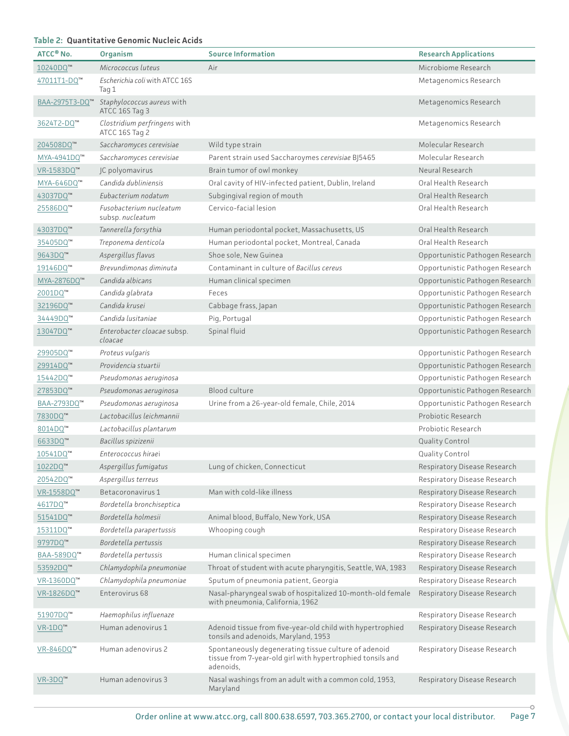**Table 2: Quantitative Genomic Nucleic Acids**

| ATCC® No. | Organism | Source Information | Research Applications |
|---|---|---|---|
| 10240DQ™ | *Micrococcus luteus* | Air | Microbiome Research |
| 47011T1-DQ™ | *Escherichia coli* with ATCC 16S Tag 1 | | Metagenomics Research |
| BAA-2975T3-DQ™ | *Staphylococcus aureus* with ATCC 16S Tag 3 | | Metagenomics Research |
| 3624T2-DQ™ | *Clostridium perfringens* with ATCC 16S Tag 2 | | Metagenomics Research |
| 204508DQ™ | *Saccharomyces cerevisiae* | Wild type strain | Molecular Research |
| MYA-4941DQ™ | *Saccharomyces cerevisiae* | Parent strain used Saccharoymes *cerevisiae* BJ5465 | Molecular Research |
| VR-1583DQ™ | JC polyomavirus | Brain tumor of owl monkey | Neural Research |
| MYA-646DQ™ | *Candida dubliniensis* | Oral cavity of HIV-infected patient, Dublin, Ireland | Oral Health Research |
| 43037DQ™ | *Eubacterium nodatum* | Subgingival region of mouth | Oral Health Research |
| 25586DQ™ | *Fusobacterium nucleatum* subsp. *nucleatum* | Cervico-facial lesion | Oral Health Research |
| 43037DQ™ | *Tannerella forsythia* | Human periodontal pocket, Massachusetts, US | Oral Health Research |
| 35405DQ™ | *Treponema denticola* | Human periodontal pocket, Montreal, Canada | Oral Health Research |
| 9643DQ™ | *Aspergillus flavus* | Shoe sole, New Guinea | Opportunistic Pathogen Research |
| 19146DQ™ | *Brevundimonas diminuta* | Contaminant in culture of *Bacillus cereus* | Opportunistic Pathogen Research |
| MYA-2876DQ™ | *Candida albicans* | Human clinical specimen | Opportunistic Pathogen Research |
| 2001DQ™ | *Candida glabrata* | Feces | Opportunistic Pathogen Research |
| 32196DQ™ | *Candida krusei* | Cabbage frass, Japan | Opportunistic Pathogen Research |
| 34449DQ™ | *Candida lusitaniae* | Pig, Portugal | Opportunistic Pathogen Research |
| 13047DQ™ | *Enterobacter cloacae* subsp. *cloacae* | Spinal fluid | Opportunistic Pathogen Research |
| 29905DQ™ | *Proteus vulgaris* | | Opportunistic Pathogen Research |
| 29914DQ™ | *Providencia stuartii* | | Opportunistic Pathogen Research |
| 15442DQ™ | *Pseudomonas aeruginosa* | | Opportunistic Pathogen Research |
| 27853DQ™ | *Pseudomonas aeruginosa* | Blood culture | Opportunistic Pathogen Research |
| BAA-2793DQ™ | *Pseudomonas aeruginosa* | Urine from a 26-year-old female, Chile, 2014 | Opportunistic Pathogen Research |
| 7830DQ™ | *Lactobacillus leichmannii* | | Probiotic Research |
| 8014DQ™ | *Lactobacillus plantarum* | | Probiotic Research |
| 6633DQ™ | *Bacillus spizizenii* | | Quality Control |
| 10541DQ™ | *Enterococcus hiraei* | | Quality Control |
| 1022DQ™ | *Aspergillus fumigatus* | Lung of chicken, Connecticut | Respiratory Disease Research |
| 20542DQ™ | *Aspergillus terreus* | | Respiratory Disease Research |
| VR-1558DQ™ | Betacoronavirus 1 | Man with cold-like illness | Respiratory Disease Research |
| 4617DQ™ | *Bordetella bronchiseptica* | | Respiratory Disease Research |
| 51541DQ™ | *Bordetella holmesii* | Animal blood, Buffalo, New York, USA | Respiratory Disease Research |
| 15311DQ™ | *Bordetella parapertussis* | Whooping cough | Respiratory Disease Research |
| 9797DQ™ | *Bordetella pertussis* | | Respiratory Disease Research |
| BAA-589DQ™ | *Bordetella pertussis* | Human clinical specimen | Respiratory Disease Research |
| 53592DQ™ | *Chlamydophila pneumoniae* | Throat of student with acute pharyngitis, Seattle, WA, 1983 | Respiratory Disease Research |
| VR-1360DQ™ | *Chlamydophila pneumoniae* | Sputum of pneumonia patient, Georgia | Respiratory Disease Research |
| VR-1826DQ™ | Enterovirus 68 | Nasal-pharyngeal swab of hospitalized 10-month-old female with pneumonia, California, 1962 | Respiratory Disease Research |
| 51907DQ™ | *Haemophilus influenaze* | | Respiratory Disease Research |
| VR-1DQ™ | Human adenovirus 1 | Adenoid tissue from five-year-old child with hypertrophied tonsils and adenoids, Maryland, 1953 | Respiratory Disease Research |
| VR-846DQ™ | Human adenovirus 2 | Spontaneously degenerating tissue culture of adenoid tissue from 7-year-old girl with hypertrophied tonsils and adenoids, | Respiratory Disease Research |
| VR-3DQ™ | Human adenovirus 3 | Nasal washings from an adult with a common cold, 1953, Maryland | Respiratory Disease Research |

Order online at www.atcc.org, call 800.638.6597, 703.365.2700, or contact your local distributor.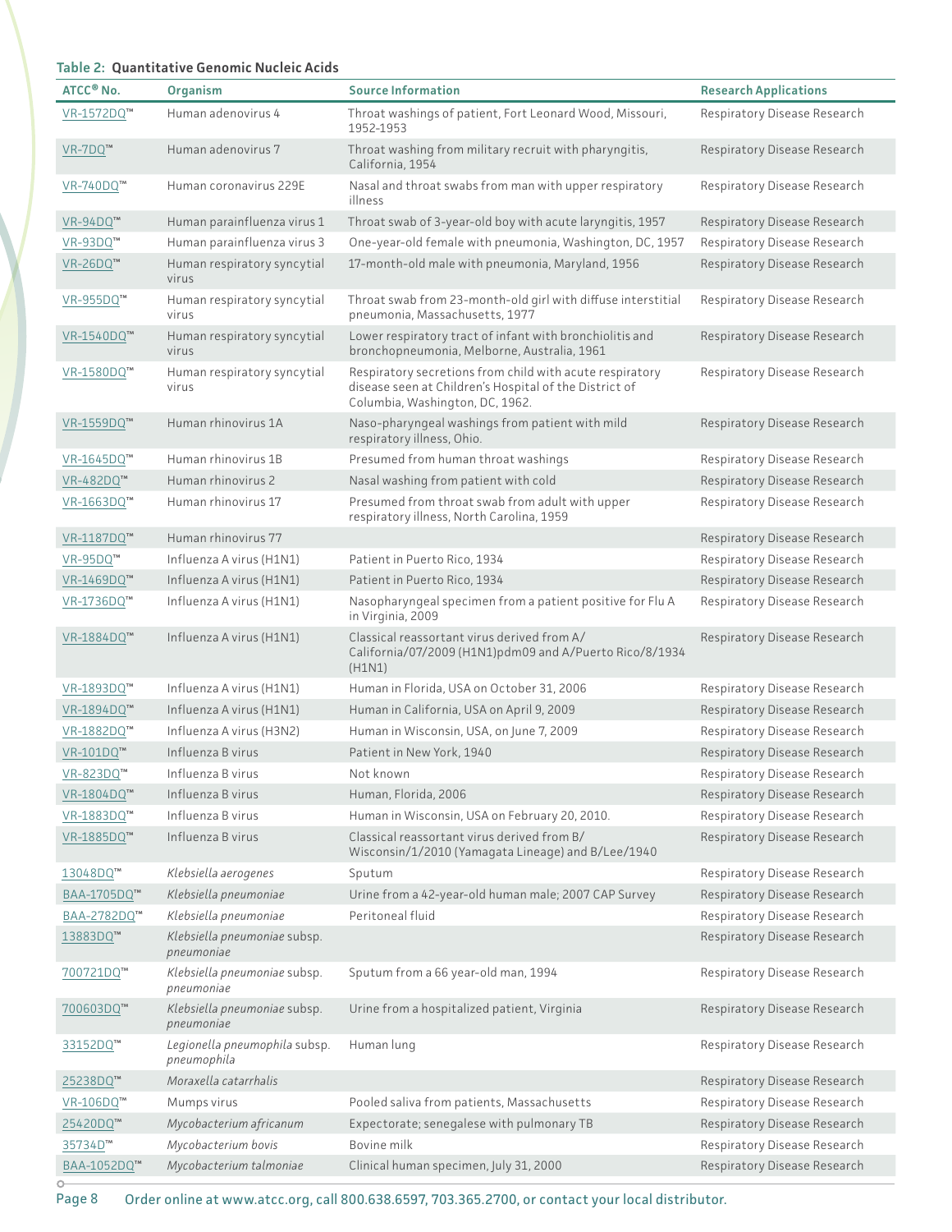**Table 2: Quantitative Genomic Nucleic Acids**

| ATCC® No. | Organism | Source Information | Research Applications |
|---|---|---|---|
| VR-1572DQ™ | Human adenovirus 4 | Throat washings of patient, Fort Leonard Wood, Missouri, 1952-1953 | Respiratory Disease Research |
| VR-7DQ™ | Human adenovirus 7 | Throat washing from military recruit with pharyngitis, California, 1954 | Respiratory Disease Research |
| VR-740DQ™ | Human coronavirus 229E | Nasal and throat swabs from man with upper respiratory illness | Respiratory Disease Research |
| VR-94DQ™ | Human parainfluenza virus 1 | Throat swab of 3-year-old boy with acute laryngitis, 1957 | Respiratory Disease Research |
| VR-93DQ™ | Human parainfluenza virus 3 | One-year-old female with pneumonia, Washington, DC, 1957 | Respiratory Disease Research |
| VR-26DQ™ | Human respiratory syncytial virus | 17-month-old male with pneumonia, Maryland, 1956 | Respiratory Disease Research |
| VR-955DQ™ | Human respiratory syncytial virus | Throat swab from 23-month-old girl with diffuse interstitial pneumonia, Massachusetts, 1977 | Respiratory Disease Research |
| VR-1540DQ™ | Human respiratory syncytial virus | Lower respiratory tract of infant with bronchiolitis and bronchopneumonia, Melborne, Australia, 1961 | Respiratory Disease Research |
| VR-1580DQ™ | Human respiratory syncytial virus | Respiratory secretions from child with acute respiratory disease seen at Children's Hospital of the District of Columbia, Washington, DC, 1962. | Respiratory Disease Research |
| VR-1559DQ™ | Human rhinovirus 1A | Naso-pharyngeal washings from patient with mild respiratory illness, Ohio. | Respiratory Disease Research |
| VR-1645DQ™ | Human rhinovirus 1B | Presumed from human throat washings | Respiratory Disease Research |
| VR-482DQ™ | Human rhinovirus 2 | Nasal washing from patient with cold | Respiratory Disease Research |
| VR-1663DQ™ | Human rhinovirus 17 | Presumed from throat swab from adult with upper respiratory illness, North Carolina, 1959 | Respiratory Disease Research |
| VR-1187DQ™ | Human rhinovirus 77 | | Respiratory Disease Research |
| VR-95DQ™ | Influenza A virus (H1N1) | Patient in Puerto Rico, 1934 | Respiratory Disease Research |
| VR-1469DQ™ | Influenza A virus (H1N1) | Patient in Puerto Rico, 1934 | Respiratory Disease Research |
| VR-1736DQ™ | Influenza A virus (H1N1) | Nasopharyngeal specimen from a patient positive for Flu A in Virginia, 2009 | Respiratory Disease Research |
| VR-1884DQ™ | Influenza A virus (H1N1) | Classical reassortant virus derived from A/California/07/2009 (H1N1)pdm09 and A/Puerto Rico/8/1934 (H1N1) | Respiratory Disease Research |
| VR-1893DQ™ | Influenza A virus (H1N1) | Human in Florida, USA on October 31, 2006 | Respiratory Disease Research |
| VR-1894DQ™ | Influenza A virus (H1N1) | Human in California, USA on April 9, 2009 | Respiratory Disease Research |
| VR-1882DQ™ | Influenza A virus (H3N2) | Human in Wisconsin, USA, on June 7, 2009 | Respiratory Disease Research |
| VR-101DQ™ | Influenza B virus | Patient in New York, 1940 | Respiratory Disease Research |
| VR-823DQ™ | Influenza B virus | Not known | Respiratory Disease Research |
| VR-1804DQ™ | Influenza B virus | Human, Florida, 2006 | Respiratory Disease Research |
| VR-1883DQ™ | Influenza B virus | Human in Wisconsin, USA on February 20, 2010. | Respiratory Disease Research |
| VR-1885DQ™ | Influenza B virus | Classical reassortant virus derived from B/Wisconsin/1/2010 (Yamagata Lineage) and B/Lee/1940 | Respiratory Disease Research |
| 13048DQ™ | *Klebsiella aerogenes* | Sputum | Respiratory Disease Research |
| BAA-1705DQ™ | *Klebsiella pneumoniae* | Urine from a 42-year-old human male; 2007 CAP Survey | Respiratory Disease Research |
| BAA-2782DQ™ | *Klebsiella pneumoniae* | Peritoneal fluid | Respiratory Disease Research |
| 13883DQ™ | *Klebsiella pneumoniae* subsp. *pneumoniae* | | Respiratory Disease Research |
| 700721DQ™ | *Klebsiella pneumoniae* subsp. *pneumoniae* | Sputum from a 66 year-old man, 1994 | Respiratory Disease Research |
| 700603DQ™ | *Klebsiella pneumoniae* subsp. *pneumoniae* | Urine from a hospitalized patient, Virginia | Respiratory Disease Research |
| 33152DQ™ | *Legionella pneumophila* subsp. *pneumophila* | Human lung | Respiratory Disease Research |
| 25238DQ™ | *Moraxella catarrhalis* | | Respiratory Disease Research |
| VR-106DQ™ | Mumps virus | Pooled saliva from patients, Massachusetts | Respiratory Disease Research |
| 25420DQ™ | *Mycobacterium africanum* | Expectorate; senegalese with pulmonary TB | Respiratory Disease Research |
| 35734D™ | *Mycobacterium bovis* | Bovine milk | Respiratory Disease Research |
| BAA-1052DQ™ | *Mycobacterium talmoniae* | Clinical human specimen, July 31, 2000 | Respiratory Disease Research |

Order online at www.atcc.org, call 800.638.6597, 703.365.2700, or contact your local distributor.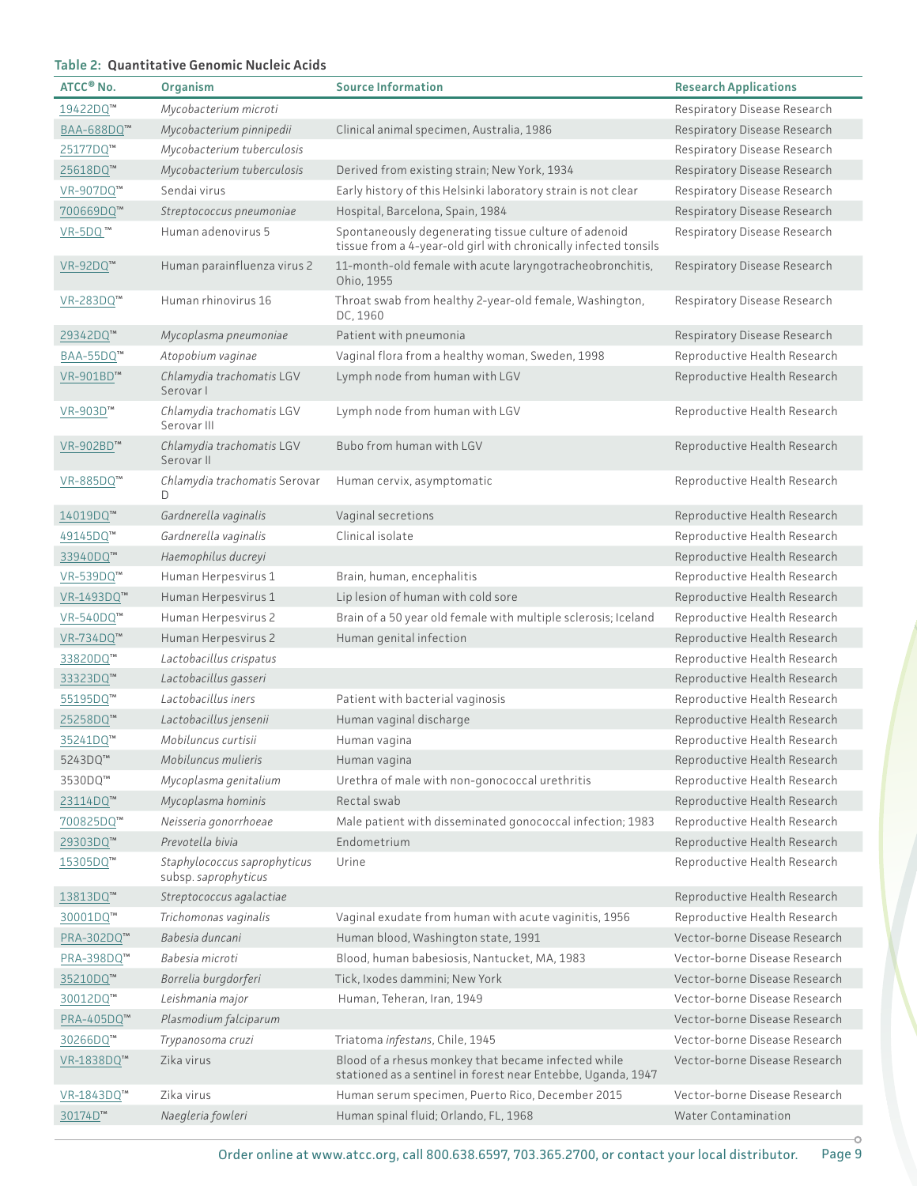**Table 2: Quantitative Genomic Nucleic Acids**

| ATCC® No. | Organism | Source Information | Research Applications |
|---|---|---|---|
| 19422DQ™ | *Mycobacterium microti* | | Respiratory Disease Research |
| BAA-688DQ™ | *Mycobacterium pinnipedii* | Clinical animal specimen, Australia, 1986 | Respiratory Disease Research |
| 25177DQ™ | *Mycobacterium tuberculosis* | | Respiratory Disease Research |
| 25618DQ™ | *Mycobacterium tuberculosis* | Derived from existing strain; New York, 1934 | Respiratory Disease Research |
| VR-907DQ™ | Sendai virus | Early history of this Helsinki laboratory strain is not clear | Respiratory Disease Research |
| 700669DQ™ | *Streptococcus pneumoniae* | Hospital, Barcelona, Spain, 1984 | Respiratory Disease Research |
| VR-5DQ™ | Human adenovirus 5 | Spontaneously degenerating tissue culture of adenoid tissue from a 4-year-old girl with chronically infected tonsils | Respiratory Disease Research |
| VR-92DQ™ | Human parainfluenza virus 2 | 11-month-old female with acute laryngotracheobronchitis, Ohio, 1955 | Respiratory Disease Research |
| VR-283DQ™ | Human rhinovirus 16 | Throat swab from healthy 2-year-old female, Washington, DC, 1960 | Respiratory Disease Research |
| 29342DQ™ | *Mycoplasma pneumoniae* | Patient with pneumonia | Respiratory Disease Research |
| BAA-55DQ™ | *Atopobium vaginae* | Vaginal flora from a healthy woman, Sweden, 1998 | Reproductive Health Research |
| VR-901BD™ | *Chlamydia trachomatis* LGV Serovar I | Lymph node from human with LGV | Reproductive Health Research |
| VR-903D™ | *Chlamydia trachomatis* LGV Serovar III | Lymph node from human with LGV | Reproductive Health Research |
| VR-902BD™ | *Chlamydia trachomatis* LGV Serovar II | Bubo from human with LGV | Reproductive Health Research |
| VR-885DQ™ | *Chlamydia trachomatis* Serovar D | Human cervix, asymptomatic | Reproductive Health Research |
| 14019DQ™ | *Gardnerella vaginalis* | Vaginal secretions | Reproductive Health Research |
| 49145DQ™ | *Gardnerella vaginalis* | Clinical isolate | Reproductive Health Research |
| 33940DQ™ | *Haemophilus ducreyi* | | Reproductive Health Research |
| VR-539DQ™ | Human Herpesvirus 1 | Brain, human, encephalitis | Reproductive Health Research |
| VR-1493DQ™ | Human Herpesvirus 1 | Lip lesion of human with cold sore | Reproductive Health Research |
| VR-540DQ™ | Human Herpesvirus 2 | Brain of a 50 year old female with multiple sclerosis; Iceland | Reproductive Health Research |
| VR-734DQ™ | Human Herpesvirus 2 | Human genital infection | Reproductive Health Research |
| 33820DQ™ | *Lactobacillus crispatus* | | Reproductive Health Research |
| 33323DQ™ | *Lactobacillus gasseri* | | Reproductive Health Research |
| 55195DQ™ | *Lactobacillus iners* | Patient with bacterial vaginosis | Reproductive Health Research |
| 25258DQ™ | *Lactobacillus jensenii* | Human vaginal discharge | Reproductive Health Research |
| 35241DQ™ | *Mobiluncus curtisii* | Human vagina | Reproductive Health Research |
| 5243DQ™ | *Mobiluncus mulieris* | Human vagina | Reproductive Health Research |
| 3530DQ™ | *Mycoplasma genitalium* | Urethra of male with non-gonococcal urethritis | Reproductive Health Research |
| 23114DQ™ | *Mycoplasma hominis* | Rectal swab | Reproductive Health Research |
| 700825DQ™ | *Neisseria gonorrhoeae* | Male patient with disseminated gonococcal infection; 1983 | Reproductive Health Research |
| 29303DQ™ | *Prevotella bivia* | Endometrium | Reproductive Health Research |
| 15305DQ™ | *Staphylococcus saprophyticus* subsp. *saprophyticus* | Urine | Reproductive Health Research |
| 13813DQ™ | *Streptococcus agalactiae* | | Reproductive Health Research |
| 30001DQ™ | *Trichomonas vaginalis* | Vaginal exudate from human with acute vaginitis, 1956 | Reproductive Health Research |
| PRA-302DQ™ | *Babesia duncani* | Human blood, Washington state, 1991 | Vector-borne Disease Research |
| PRA-398DQ™ | *Babesia microti* | Blood, human babesiosis, Nantucket, MA, 1983 | Vector-borne Disease Research |
| 35210DQ™ | *Borrelia burgdorferi* | Tick, Ixodes dammini; New York | Vector-borne Disease Research |
| 30012DQ™ | *Leishmania major* | Human, Teheran, Iran, 1949 | Vector-borne Disease Research |
| PRA-405DQ™ | *Plasmodium falciparum* | | Vector-borne Disease Research |
| 30266DQ™ | *Trypanosoma cruzi* | Triatoma *infestans*, Chile, 1945 | Vector-borne Disease Research |
| VR-1838DQ™ | Zika virus | Blood of a rhesus monkey that became infected while stationed as a sentinel in forest near Entebbe, Uganda, 1947 | Vector-borne Disease Research |
| VR-1843DQ™ | Zika virus | Human serum specimen, Puerto Rico, December 2015 | Vector-borne Disease Research |
| 30174D™ | *Naegleria fowleri* | Human spinal fluid; Orlando, FL, 1968 | Water Contamination |

Order online at www.atcc.org, call 800.638.6597, 703.365.2700, or contact your local distributor.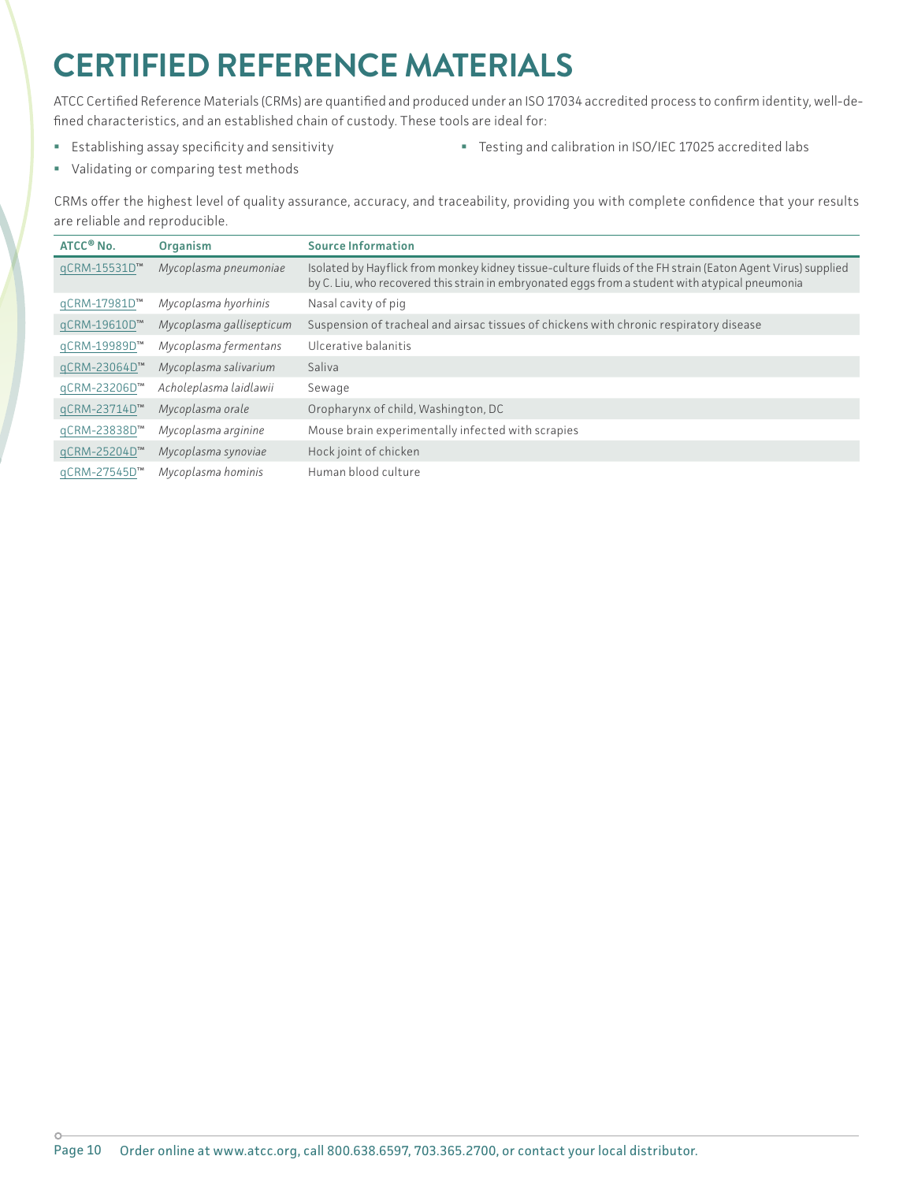# CERTIFIED REFERENCE MATERIALS

ATCC Certified Reference Materials (CRMs) are quantified and produced under an ISO 17034 accredited process to confirm identity, well-defined characteristics, and an established chain of custody. These tools are ideal for:

- Establishing assay specificity and sensitivity
- Validating or comparing test methods
- Testing and calibration in ISO/IEC 17025 accredited labs

CRMs offer the highest level of quality assurance, accuracy, and traceability, providing you with complete confidence that your results are reliable and reproducible.

| ATCC® No. | Organism | Source Information |
|---|---|---|
| qCRM-15531D™ | *Mycoplasma pneumoniae* | Isolated by Hayflick from monkey kidney tissue-culture fluids of the FH strain (Eaton Agent Virus) supplied by C. Liu, who recovered this strain in embryonated eggs from a student with atypical pneumonia |
| qCRM-17981D™ | *Mycoplasma hyorhinis* | Nasal cavity of pig |
| qCRM-19610D™ | *Mycoplasma gallisepticum* | Suspension of tracheal and airsac tissues of chickens with chronic respiratory disease |
| qCRM-19989D™ | *Mycoplasma fermentans* | Ulcerative balanitis |
| qCRM-23064D™ | *Mycoplasma salivarium* | Saliva |
| qCRM-23206D™ | *Acholeplasma laidlawii* | Sewage |
| qCRM-23714D™ | *Mycoplasma orale* | Oropharynx of child, Washington, DC |
| qCRM-23838D™ | *Mycoplasma arginine* | Mouse brain experimentally infected with scrapies |
| qCRM-25204D™ | *Mycoplasma synoviae* | Hock joint of chicken |
| qCRM-27545D™ | *Mycoplasma hominis* | Human blood culture |

Order online at www.atcc.org, call 800.638.6597, 703.365.2700, or contact your local distributor.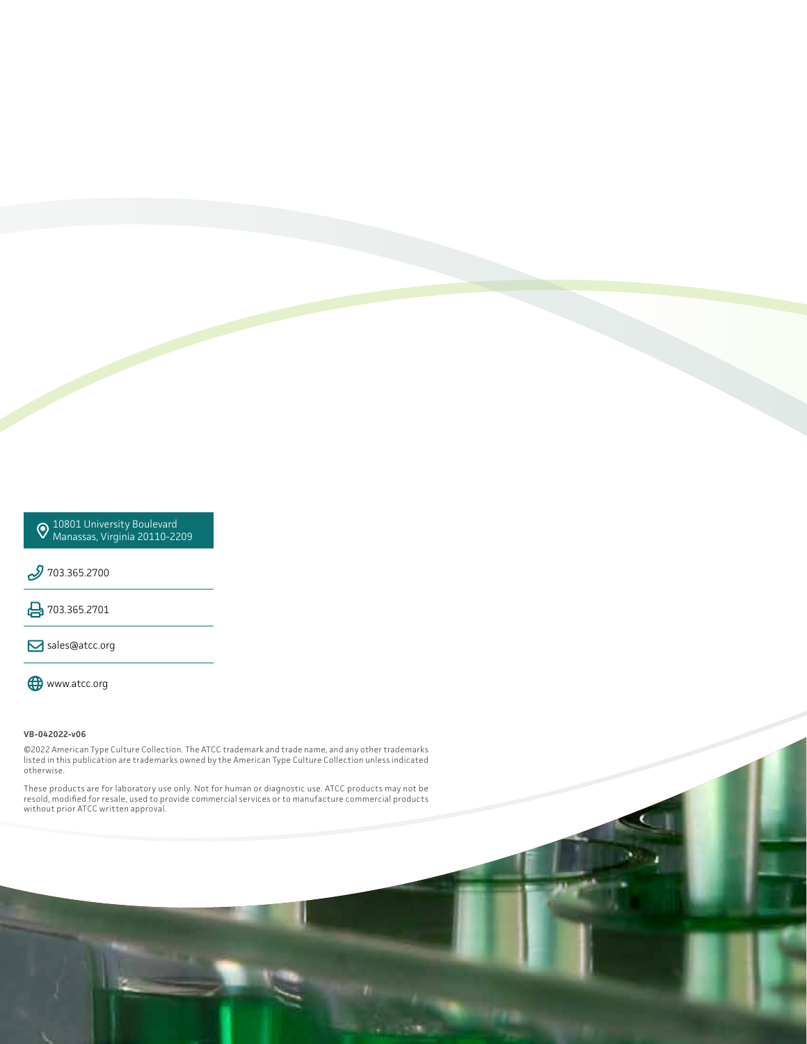10801 University Boulevard
Manassas, Virginia 20110-2209

703.365.2700

703.365.2701

sales@atcc.org

www.atcc.org

**VB-042022-v06**

©2022 American Type Culture Collection. The ATCC trademark and trade name, and any other trademarks listed in this publication are trademarks owned by the American Type Culture Collection unless indicated otherwise.

These products are for laboratory use only. Not for human or diagnostic use. ATCC products may not be resold, modified for resale, used to provide commercial services or to manufacture commercial products without prior ATCC written approval.